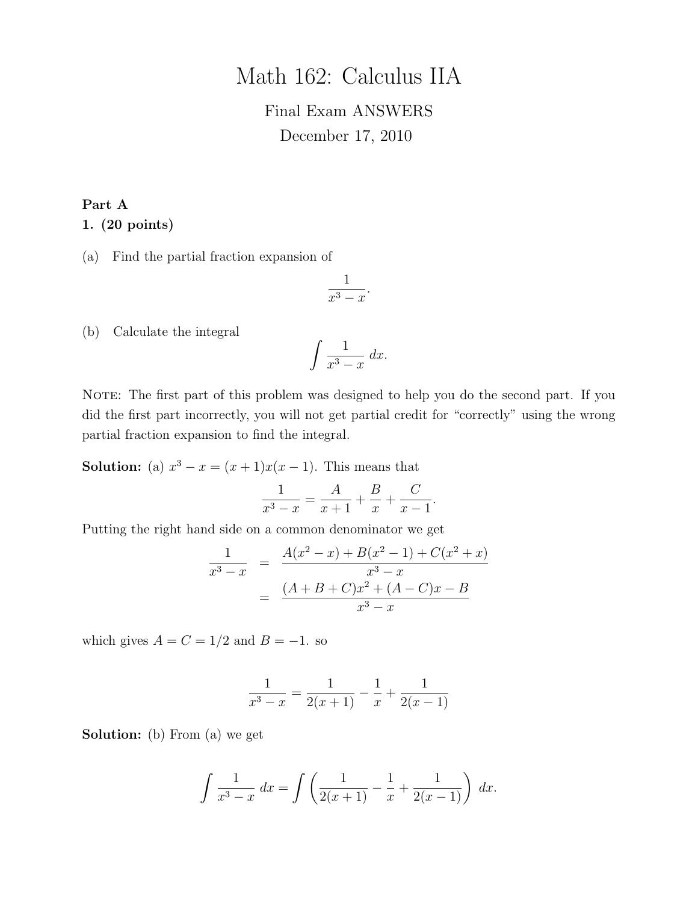# Math 162: Calculus IIA

Final Exam ANSWERS

December 17, 2010

**Part A**

**1. (20 points)**

(a) Find the partial fraction expansion of

$$\frac{1}{x^3 - x}.$$

(b) Calculate the integral

$$\int \frac{1}{x^3 - x}\, dx.$$

NOTE: The first part of this problem was designed to help you do the second part. If you did the first part incorrectly, you will not get partial credit for "correctly" using the wrong partial fraction expansion to find the integral.

**Solution:** (a) $x^3 - x = (x+1)x(x-1)$. This means that

$$\frac{1}{x^3 - x} = \frac{A}{x+1} + \frac{B}{x} + \frac{C}{x-1}.$$

Putting the right hand side on a common denominator we get

$$\begin{aligned} \frac{1}{x^3 - x} &= \frac{A(x^2 - x) + B(x^2 - 1) + C(x^2 + x)}{x^3 - x} \\ &= \frac{(A + B + C)x^2 + (A - C)x - B}{x^3 - x} \end{aligned}$$

which gives $A = C = 1/2$ and $B = -1$. so

$$\frac{1}{x^3 - x} = \frac{1}{2(x+1)} - \frac{1}{x} + \frac{1}{2(x-1)}$$

**Solution:** (b) From (a) we get

$$\int \frac{1}{x^3 - x}\, dx = \int \left( \frac{1}{2(x+1)} - \frac{1}{x} + \frac{1}{2(x-1)} \right) dx.$$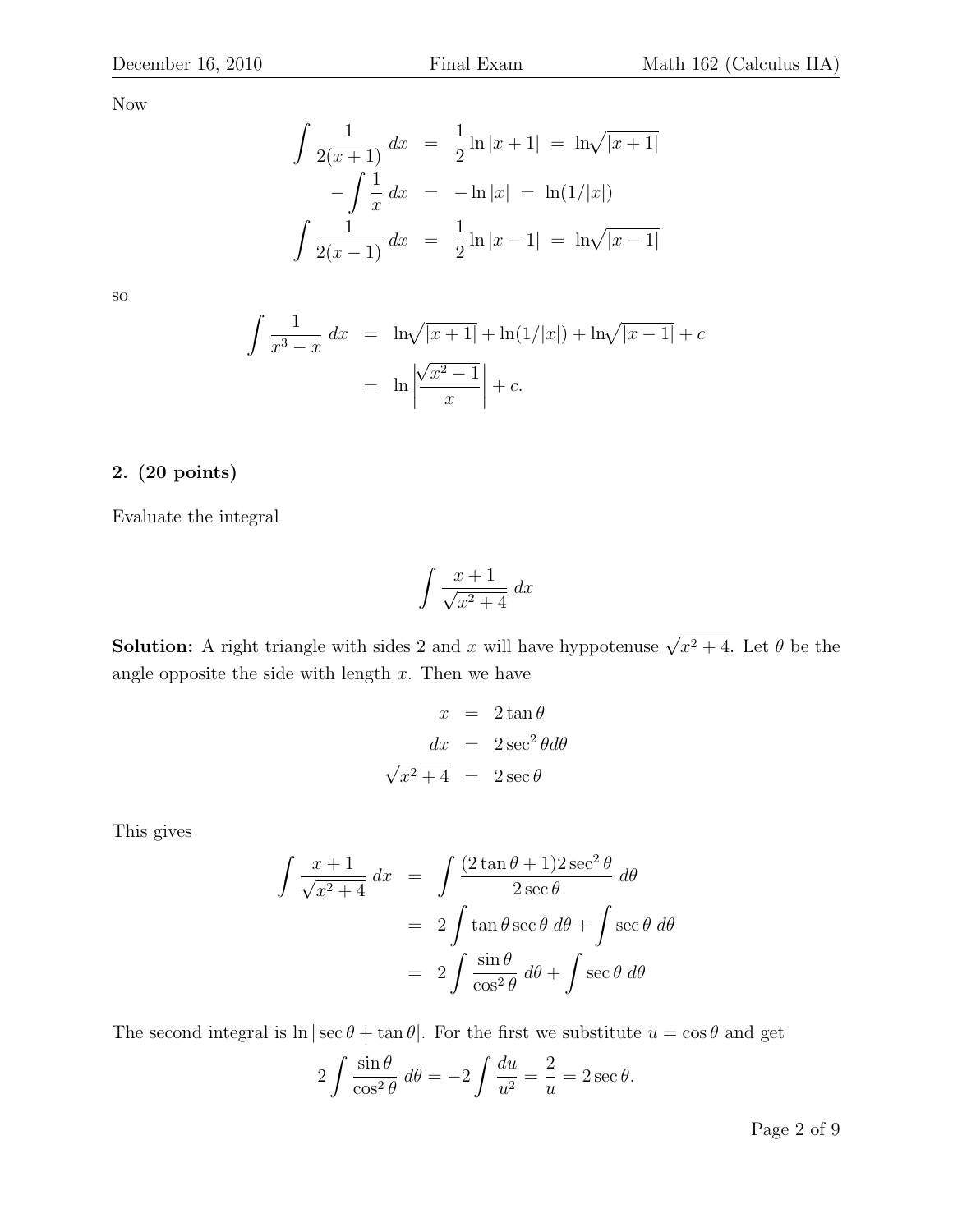Now

$$
\begin{aligned}
\int \frac{1}{2(x+1)}\,dx &= \frac{1}{2}\ln|x+1| \;=\; \ln\sqrt{|x+1|} \\
-\int \frac{1}{x}\,dx &= -\ln|x| \;=\; \ln(1/|x|) \\
\int \frac{1}{2(x-1)}\,dx &= \frac{1}{2}\ln|x-1| \;=\; \ln\sqrt{|x-1|}
\end{aligned}
$$

so

$$
\begin{aligned}
\int \frac{1}{x^3-x}\,dx &= \ln\sqrt{|x+1|} + \ln(1/|x|) + \ln\sqrt{|x-1|} + c \\
&= \ln\left|\frac{\sqrt{x^2-1}}{x}\right| + c.
\end{aligned}
$$

**2. (20 points)**

Evaluate the integral

$$
\int \frac{x+1}{\sqrt{x^2+4}}\,dx
$$

**Solution:** A right triangle with sides 2 and $x$ will have hyppotenuse $\sqrt{x^2+4}$. Let $\theta$ be the angle opposite the side with length $x$. Then we have

$$
\begin{aligned}
x &= 2\tan\theta \\
dx &= 2\sec^2\theta d\theta \\
\sqrt{x^2+4} &= 2\sec\theta
\end{aligned}
$$

This gives

$$
\begin{aligned}
\int \frac{x+1}{\sqrt{x^2+4}}\,dx &= \int \frac{(2\tan\theta+1)2\sec^2\theta}{2\sec\theta}\,d\theta \\
&= 2\int \tan\theta\sec\theta\;d\theta + \int \sec\theta\;d\theta \\
&= 2\int \frac{\sin\theta}{\cos^2\theta}\,d\theta + \int \sec\theta\;d\theta
\end{aligned}
$$

The second integral is $\ln|\sec\theta+\tan\theta|$. For the first we substitute $u=\cos\theta$ and get

$$
2\int \frac{\sin\theta}{\cos^2\theta}\,d\theta = -2\int \frac{du}{u^2} = \frac{2}{u} = 2\sec\theta.
$$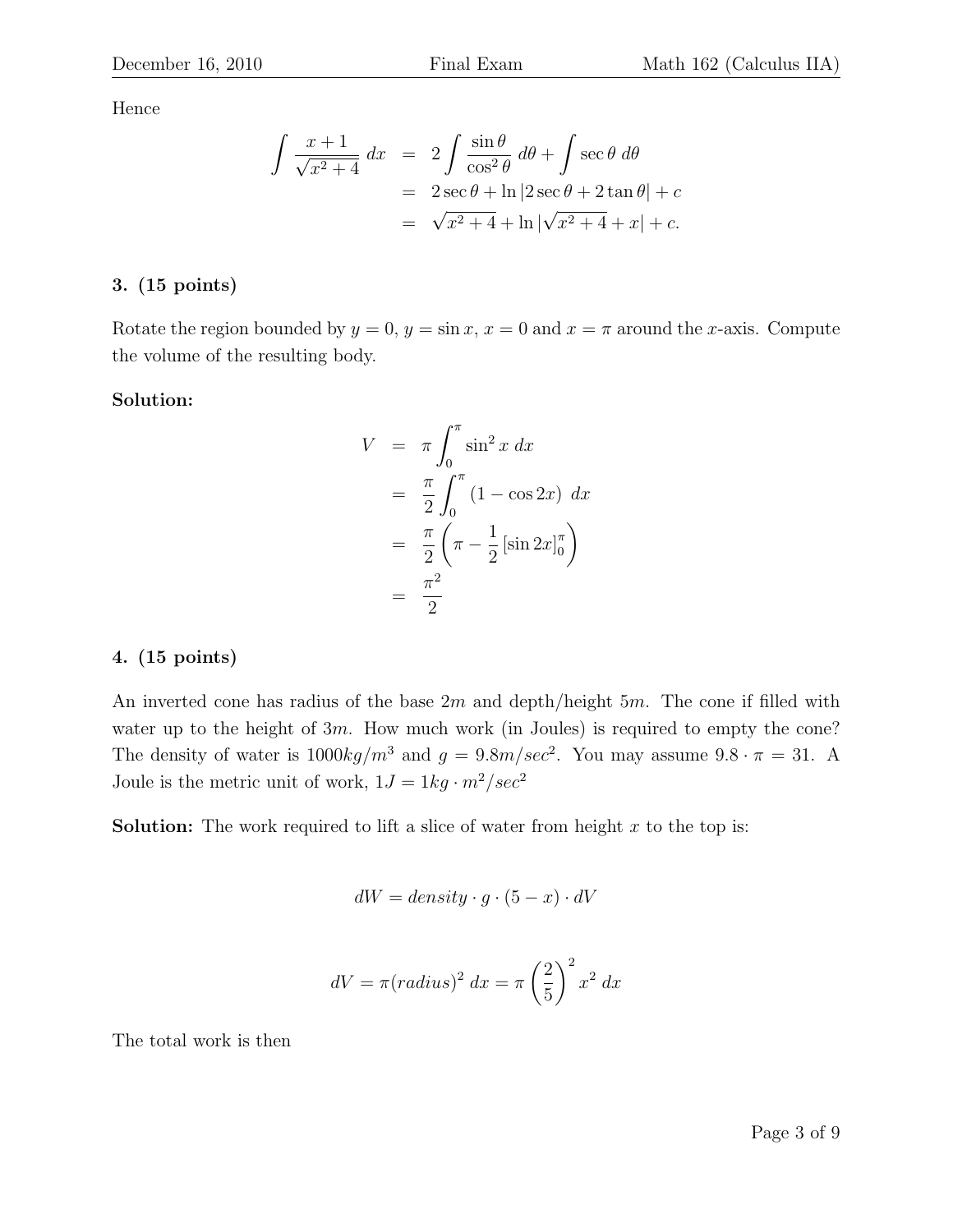Hence

$$
\begin{aligned}
\int \frac{x+1}{\sqrt{x^2+4}}\,dx &= 2\int \frac{\sin\theta}{\cos^2\theta}\,d\theta + \int \sec\theta\,d\theta \\
&= 2\sec\theta + \ln|2\sec\theta + 2\tan\theta| + c \\
&= \sqrt{x^2+4} + \ln|\sqrt{x^2+4} + x| + c.
\end{aligned}
$$

**3. (15 points)**

Rotate the region bounded by $y = 0$, $y = \sin x$, $x = 0$ and $x = \pi$ around the $x$-axis. Compute the volume of the resulting body.

**Solution:**

$$
\begin{aligned}
V &= \pi \int_0^\pi \sin^2 x\,dx \\
&= \frac{\pi}{2}\int_0^\pi (1 - \cos 2x)\,dx \\
&= \frac{\pi}{2}\left(\pi - \frac{1}{2}[\sin 2x]_0^\pi\right) \\
&= \frac{\pi^2}{2}
\end{aligned}
$$

**4. (15 points)**

An inverted cone has radius of the base $2m$ and depth/height $5m$. The cone if filled with water up to the height of $3m$. How much work (in Joules) is required to empty the cone? The density of water is $1000kg/m^3$ and $g = 9.8m/sec^2$. You may assume $9.8 \cdot \pi = 31$. A Joule is the metric unit of work, $1J = 1kg \cdot m^2/sec^2$

**Solution:** The work required to lift a slice of water from height $x$ to the top is:

$$
dW = density \cdot g \cdot (5 - x) \cdot dV
$$

$$
dV = \pi (radius)^2\,dx = \pi \left(\frac{2}{5}\right)^2 x^2\,dx
$$

The total work is then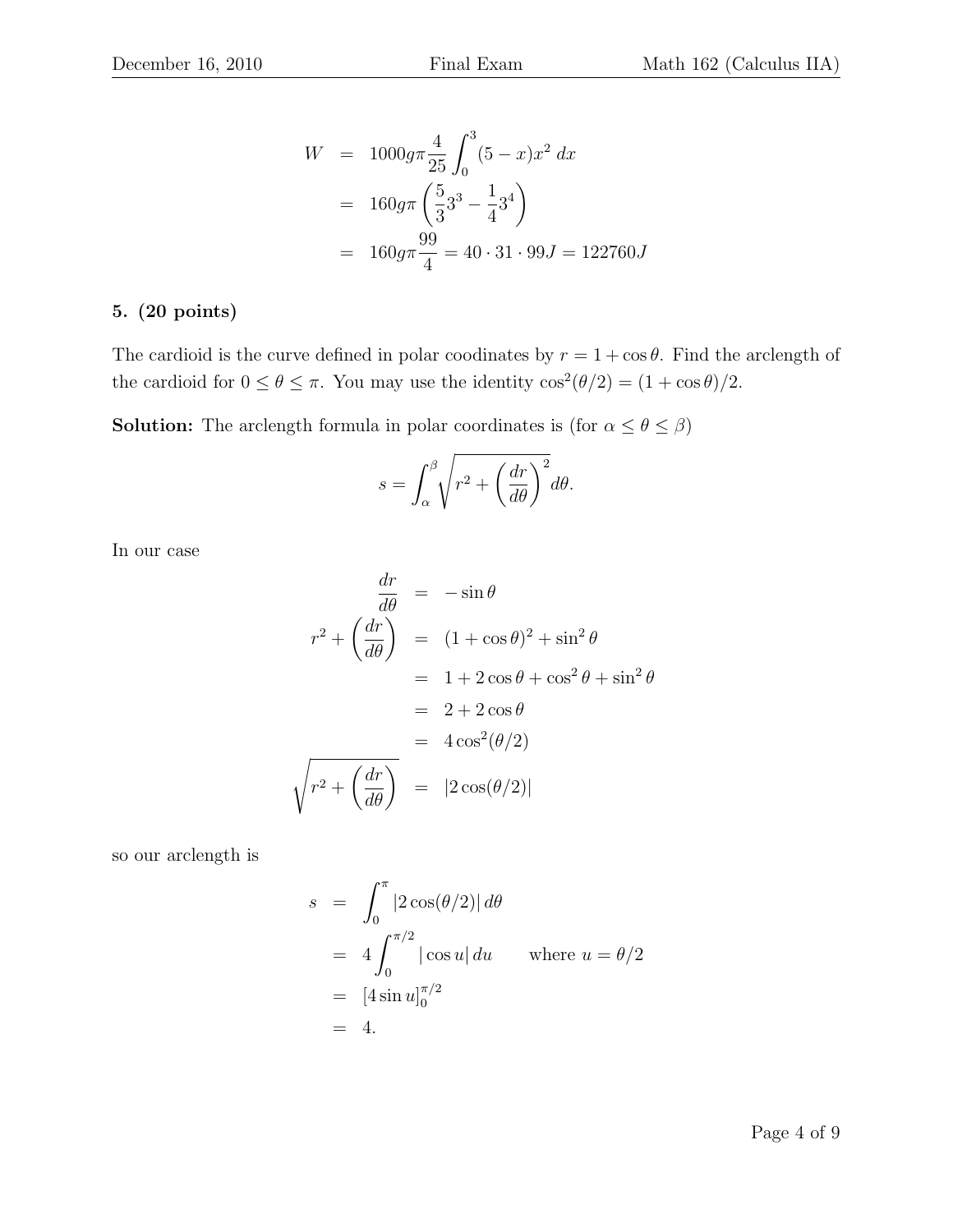$$
\begin{aligned}
W &= 1000g\pi \frac{4}{25} \int_0^3 (5-x)x^2 \, dx \\
&= 160g\pi \left( \frac{5}{3} 3^3 - \frac{1}{4} 3^4 \right) \\
&= 160g\pi \frac{99}{4} = 40 \cdot 31 \cdot 99J = 122760J
\end{aligned}
$$

**5. (20 points)**

The cardioid is the curve defined in polar coodinates by $r = 1 + \cos\theta$. Find the arclength of the cardioid for $0 \leq \theta \leq \pi$. You may use the identity $\cos^2(\theta/2) = (1 + \cos\theta)/2$.

**Solution:** The arclength formula in polar coordinates is (for $\alpha \leq \theta \leq \beta$)

$$
s = \int_\alpha^\beta \sqrt{r^2 + \left( \frac{dr}{d\theta} \right)^2} d\theta.
$$

In our case

$$
\begin{aligned}
\frac{dr}{d\theta} &= -\sin\theta \\
r^2 + \left( \frac{dr}{d\theta} \right) &= (1 + \cos\theta)^2 + \sin^2\theta \\
&= 1 + 2\cos\theta + \cos^2\theta + \sin^2\theta \\
&= 2 + 2\cos\theta \\
&= 4\cos^2(\theta/2) \\
\sqrt{r^2 + \left( \frac{dr}{d\theta} \right)} &= |2\cos(\theta/2)|
\end{aligned}
$$

so our arclength is

$$
\begin{aligned}
s &= \int_0^\pi |2\cos(\theta/2)| \, d\theta \\
&= 4 \int_0^{\pi/2} |\cos u| \, du \qquad \text{where } u = \theta/2 \\
&= [4\sin u]_0^{\pi/2} \\
&= 4.
\end{aligned}
$$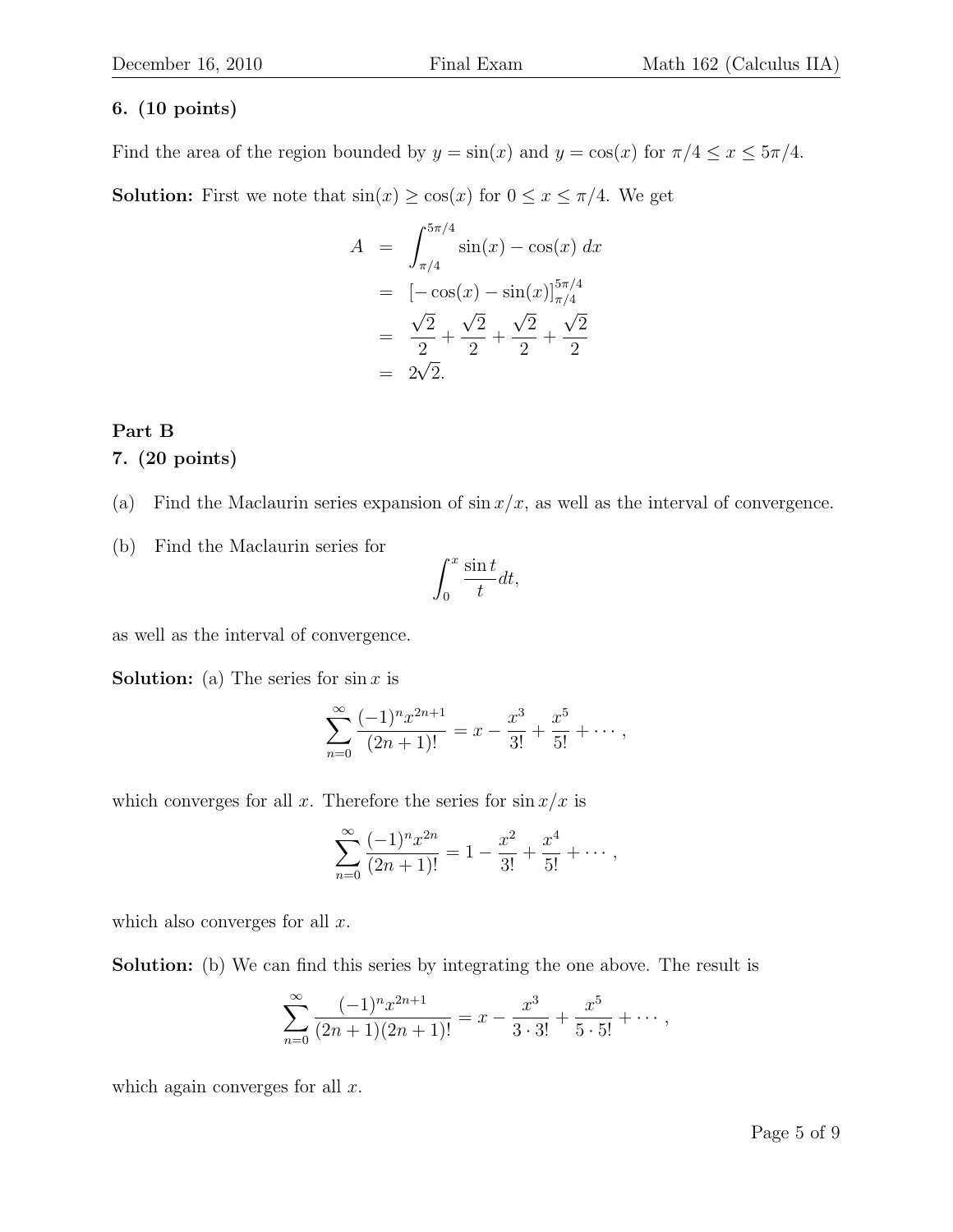**6. (10 points)**

Find the area of the region bounded by $y = \sin(x)$ and $y = \cos(x)$ for $\pi/4 \leq x \leq 5\pi/4$.

**Solution:** First we note that $\sin(x) \geq \cos(x)$ for $0 \leq x \leq \pi/4$. We get

$$
\begin{aligned}
A &= \int_{\pi/4}^{5\pi/4} \sin(x) - \cos(x)\, dx \\
&= [-\cos(x) - \sin(x)]_{\pi/4}^{5\pi/4} \\
&= \frac{\sqrt{2}}{2} + \frac{\sqrt{2}}{2} + \frac{\sqrt{2}}{2} + \frac{\sqrt{2}}{2} \\
&= 2\sqrt{2}.
\end{aligned}
$$

## Part B

**7. (20 points)**

(a) Find the Maclaurin series expansion of $\sin x/x$, as well as the interval of convergence.

(b) Find the Maclaurin series for

$$\int_0^x \frac{\sin t}{t} dt,$$

as well as the interval of convergence.

**Solution:** (a) The series for $\sin x$ is

$$\sum_{n=0}^{\infty} \frac{(-1)^n x^{2n+1}}{(2n+1)!} = x - \frac{x^3}{3!} + \frac{x^5}{5!} + \cdots,$$

which converges for all $x$. Therefore the series for $\sin x/x$ is

$$\sum_{n=0}^{\infty} \frac{(-1)^n x^{2n}}{(2n+1)!} = 1 - \frac{x^2}{3!} + \frac{x^4}{5!} + \cdots,$$

which also converges for all $x$.

**Solution:** (b) We can find this series by integrating the one above. The result is

$$\sum_{n=0}^{\infty} \frac{(-1)^n x^{2n+1}}{(2n+1)(2n+1)!} = x - \frac{x^3}{3 \cdot 3!} + \frac{x^5}{5 \cdot 5!} + \cdots,$$

which again converges for all $x$.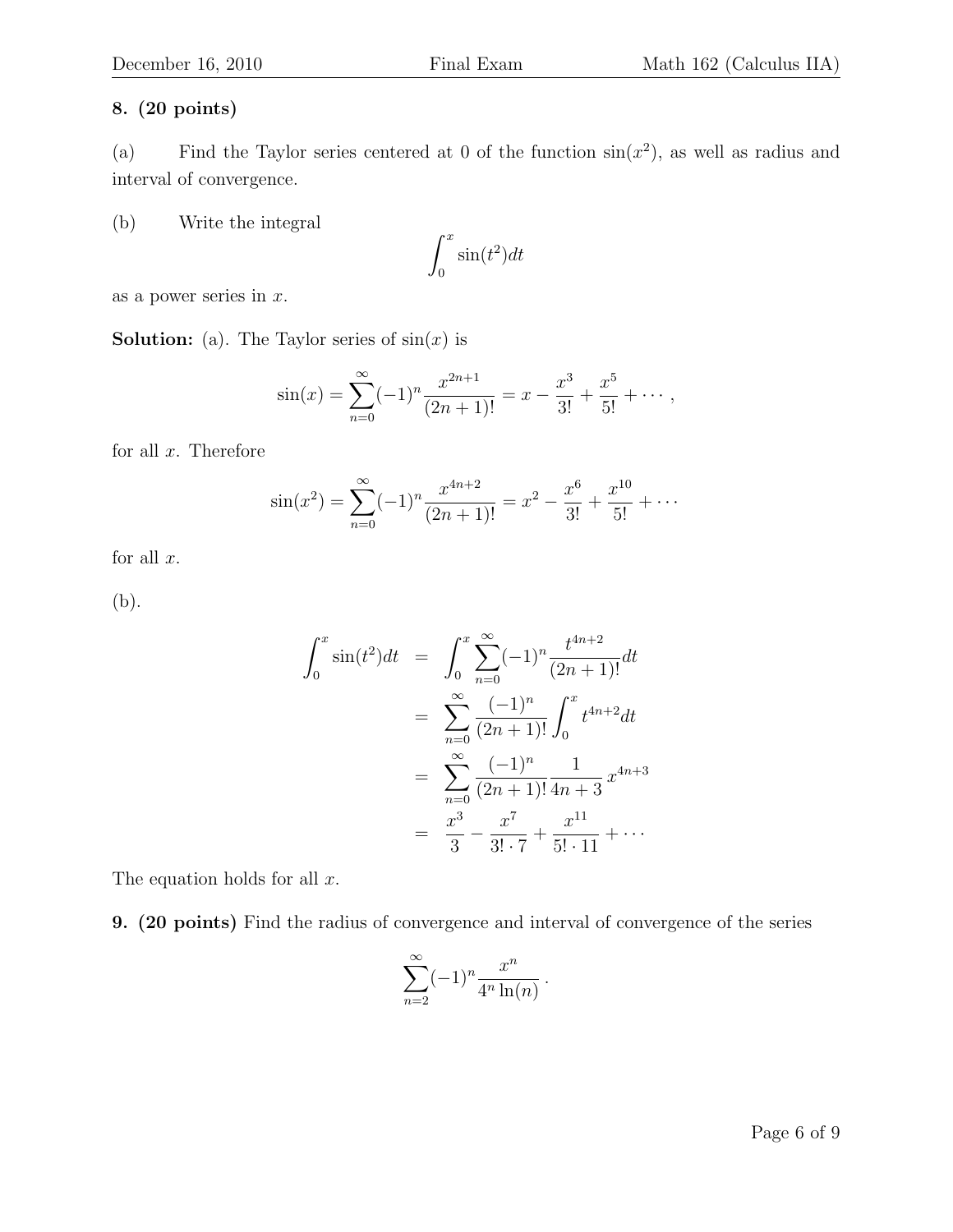**8. (20 points)**

(a) Find the Taylor series centered at 0 of the function $\sin(x^2)$, as well as radius and interval of convergence.

(b) Write the integral

$$\int_0^x \sin(t^2)dt$$

as a power series in $x$.

**Solution:** (a). The Taylor series of $\sin(x)$ is

$$\sin(x) = \sum_{n=0}^{\infty} (-1)^n \frac{x^{2n+1}}{(2n+1)!} = x - \frac{x^3}{3!} + \frac{x^5}{5!} + \cdots,$$

for all $x$. Therefore

$$\sin(x^2) = \sum_{n=0}^{\infty} (-1)^n \frac{x^{4n+2}}{(2n+1)!} = x^2 - \frac{x^6}{3!} + \frac{x^{10}}{5!} + \cdots$$

for all $x$.

(b).

$$\begin{aligned}
\int_0^x \sin(t^2)dt &= \int_0^x \sum_{n=0}^{\infty} (-1)^n \frac{t^{4n+2}}{(2n+1)!} dt \\
&= \sum_{n=0}^{\infty} \frac{(-1)^n}{(2n+1)!} \int_0^x t^{4n+2} dt \\
&= \sum_{n=0}^{\infty} \frac{(-1)^n}{(2n+1)!} \frac{1}{4n+3} x^{4n+3} \\
&= \frac{x^3}{3} - \frac{x^7}{3! \cdot 7} + \frac{x^{11}}{5! \cdot 11} + \cdots
\end{aligned}$$

The equation holds for all $x$.

**9. (20 points)** Find the radius of convergence and interval of convergence of the series

$$\sum_{n=2}^{\infty} (-1)^n \frac{x^n}{4^n \ln(n)}.$$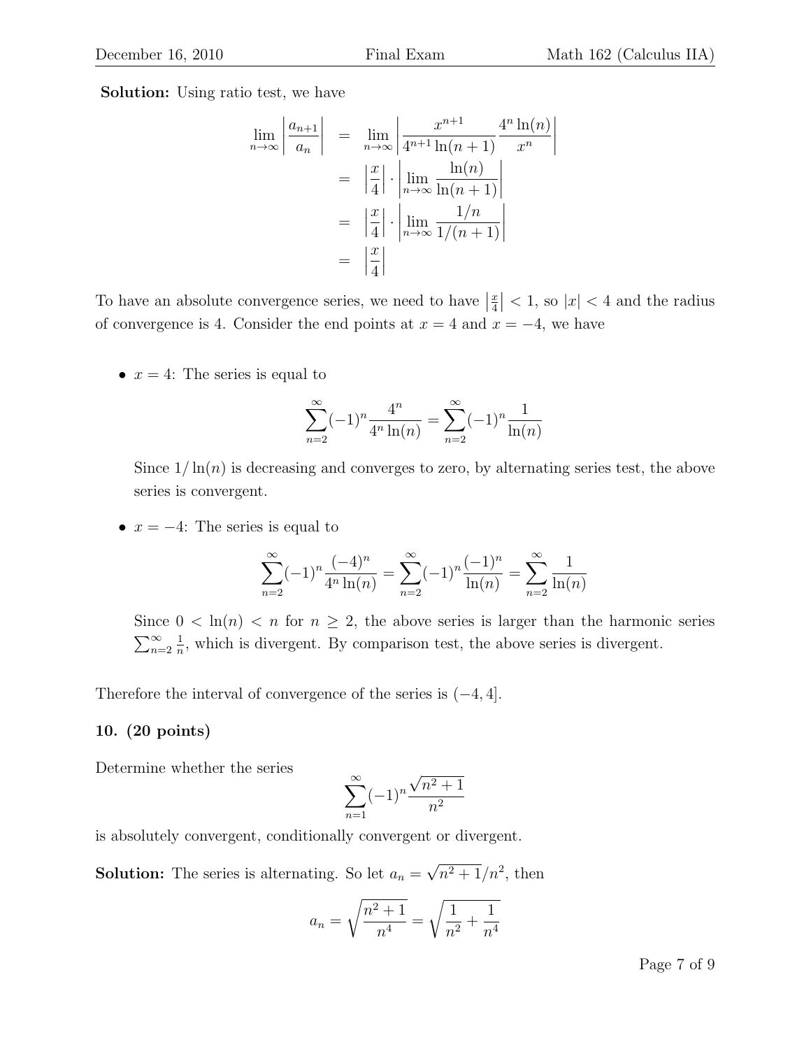**Solution:** Using ratio test, we have

$$
\begin{aligned}
\lim_{n\to\infty}\left|\frac{a_{n+1}}{a_n}\right| &= \lim_{n\to\infty}\left|\frac{x^{n+1}}{4^{n+1}\ln(n+1)}\frac{4^n\ln(n)}{x^n}\right| \\
&= \left|\frac{x}{4}\right|\cdot\left|\lim_{n\to\infty}\frac{\ln(n)}{\ln(n+1)}\right| \\
&= \left|\frac{x}{4}\right|\cdot\left|\lim_{n\to\infty}\frac{1/n}{1/(n+1)}\right| \\
&= \left|\frac{x}{4}\right|
\end{aligned}
$$

To have an absolute convergence series, we need to have $\left|\frac{x}{4}\right| < 1$, so $|x| < 4$ and the radius of convergence is 4. Consider the end points at $x = 4$ and $x = -4$, we have

- $x = 4$: The series is equal to

$$\sum_{n=2}^{\infty}(-1)^n\frac{4^n}{4^n\ln(n)} = \sum_{n=2}^{\infty}(-1)^n\frac{1}{\ln(n)}$$

  Since $1/\ln(n)$ is decreasing and converges to zero, by alternating series test, the above series is convergent.

- $x = -4$: The series is equal to

$$\sum_{n=2}^{\infty}(-1)^n\frac{(-4)^n}{4^n\ln(n)} = \sum_{n=2}^{\infty}(-1)^n\frac{(-1)^n}{\ln(n)} = \sum_{n=2}^{\infty}\frac{1}{\ln(n)}$$

  Since $0 < \ln(n) < n$ for $n \geq 2$, the above series is larger than the harmonic series $\sum_{n=2}^{\infty}\frac{1}{n}$, which is divergent. By comparison test, the above series is divergent.

Therefore the interval of convergence of the series is $(-4, 4]$.

**10. (20 points)**

Determine whether the series

$$\sum_{n=1}^{\infty}(-1)^n\frac{\sqrt{n^2+1}}{n^2}$$

is absolutely convergent, conditionally convergent or divergent.

**Solution:** The series is alternating. So let $a_n = \sqrt{n^2+1}/n^2$, then

$$a_n = \sqrt{\frac{n^2+1}{n^4}} = \sqrt{\frac{1}{n^2}+\frac{1}{n^4}}$$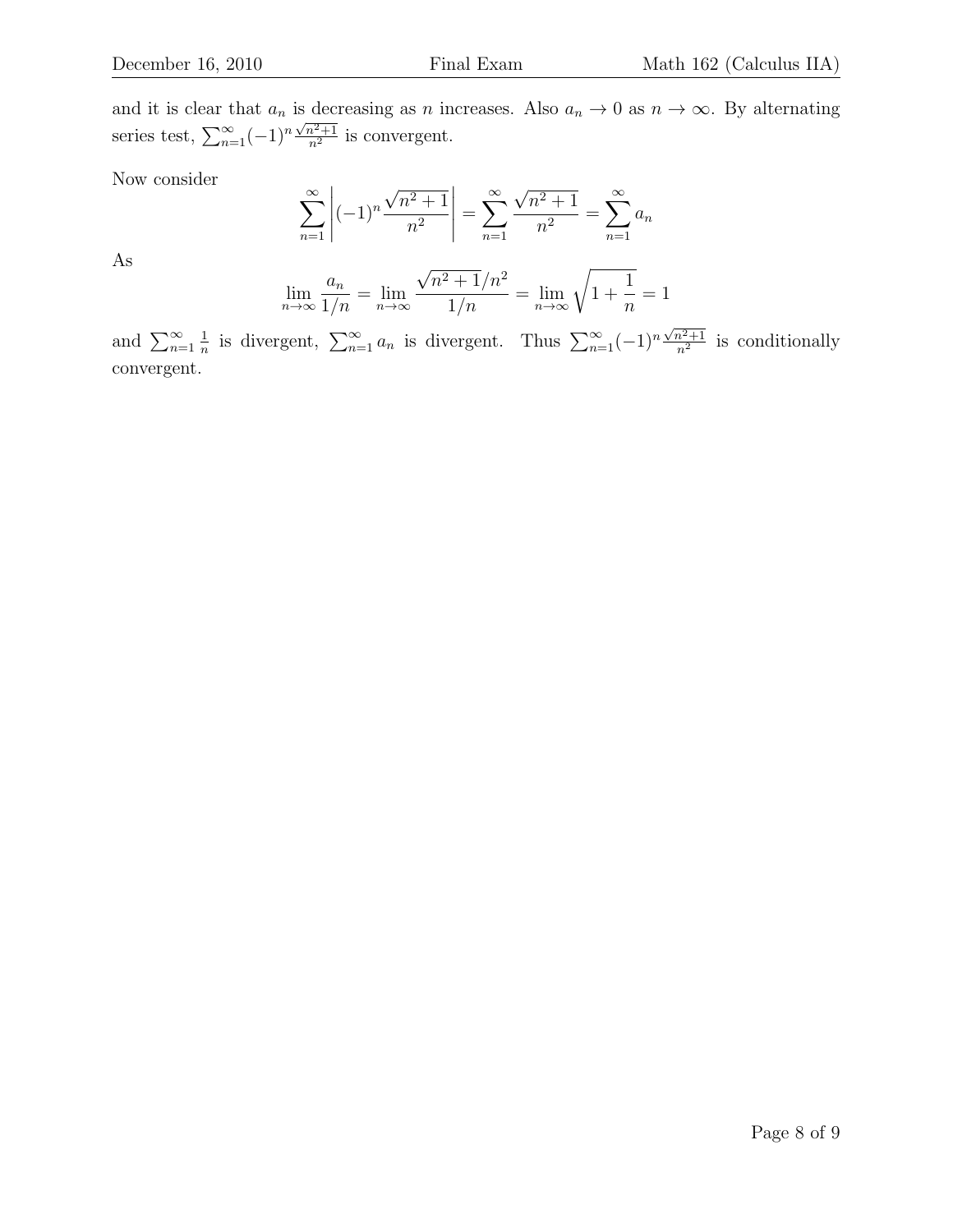and it is clear that $a_n$ is decreasing as $n$ increases. Also $a_n \to 0$ as $n \to \infty$. By alternating series test, $\sum_{n=1}^{\infty} (-1)^n \frac{\sqrt{n^2+1}}{n^2}$ is convergent.

Now consider

$$\sum_{n=1}^{\infty} \left| (-1)^n \frac{\sqrt{n^2+1}}{n^2} \right| = \sum_{n=1}^{\infty} \frac{\sqrt{n^2+1}}{n^2} = \sum_{n=1}^{\infty} a_n$$

As

$$\lim_{n\to\infty} \frac{a_n}{1/n} = \lim_{n\to\infty} \frac{\sqrt{n^2+1}/n^2}{1/n} = \lim_{n\to\infty} \sqrt{1 + \frac{1}{n}} = 1$$

and $\sum_{n=1}^{\infty} \frac{1}{n}$ is divergent, $\sum_{n=1}^{\infty} a_n$ is divergent. Thus $\sum_{n=1}^{\infty} (-1)^n \frac{\sqrt{n^2+1}}{n^2}$ is conditionally convergent.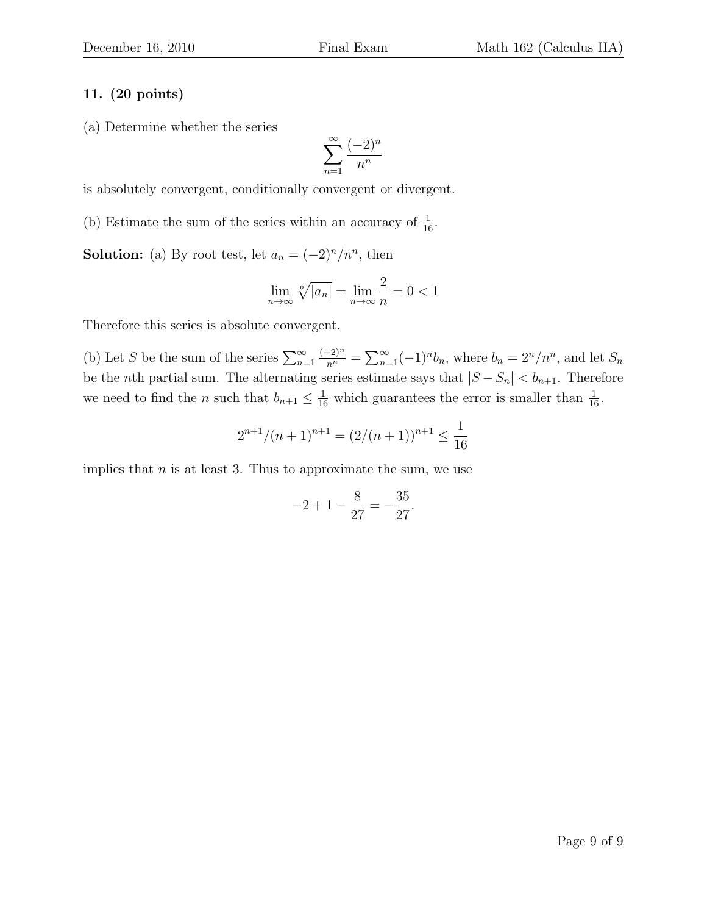**11. (20 points)**

(a) Determine whether the series

$$\sum_{n=1}^{\infty} \frac{(-2)^n}{n^n}$$

is absolutely convergent, conditionally convergent or divergent.

(b) Estimate the sum of the series within an accuracy of $\frac{1}{16}$.

**Solution:** (a) By root test, let $a_n = (-2)^n/n^n$, then

$$\lim_{n\to\infty} \sqrt[n]{|a_n|} = \lim_{n\to\infty} \frac{2}{n} = 0 < 1$$

Therefore this series is absolute convergent.

(b) Let $S$ be the sum of the series $\sum_{n=1}^{\infty} \frac{(-2)^n}{n^n} = \sum_{n=1}^{\infty} (-1)^n b_n$, where $b_n = 2^n/n^n$, and let $S_n$ be the $n$th partial sum. The alternating series estimate says that $|S - S_n| < b_{n+1}$. Therefore we need to find the $n$ such that $b_{n+1} \leq \frac{1}{16}$ which guarantees the error is smaller than $\frac{1}{16}$.

$$2^{n+1}/(n+1)^{n+1} = (2/(n+1))^{n+1} \leq \frac{1}{16}$$

implies that $n$ is at least 3. Thus to approximate the sum, we use

$$-2 + 1 - \frac{8}{27} = -\frac{35}{27}.$$